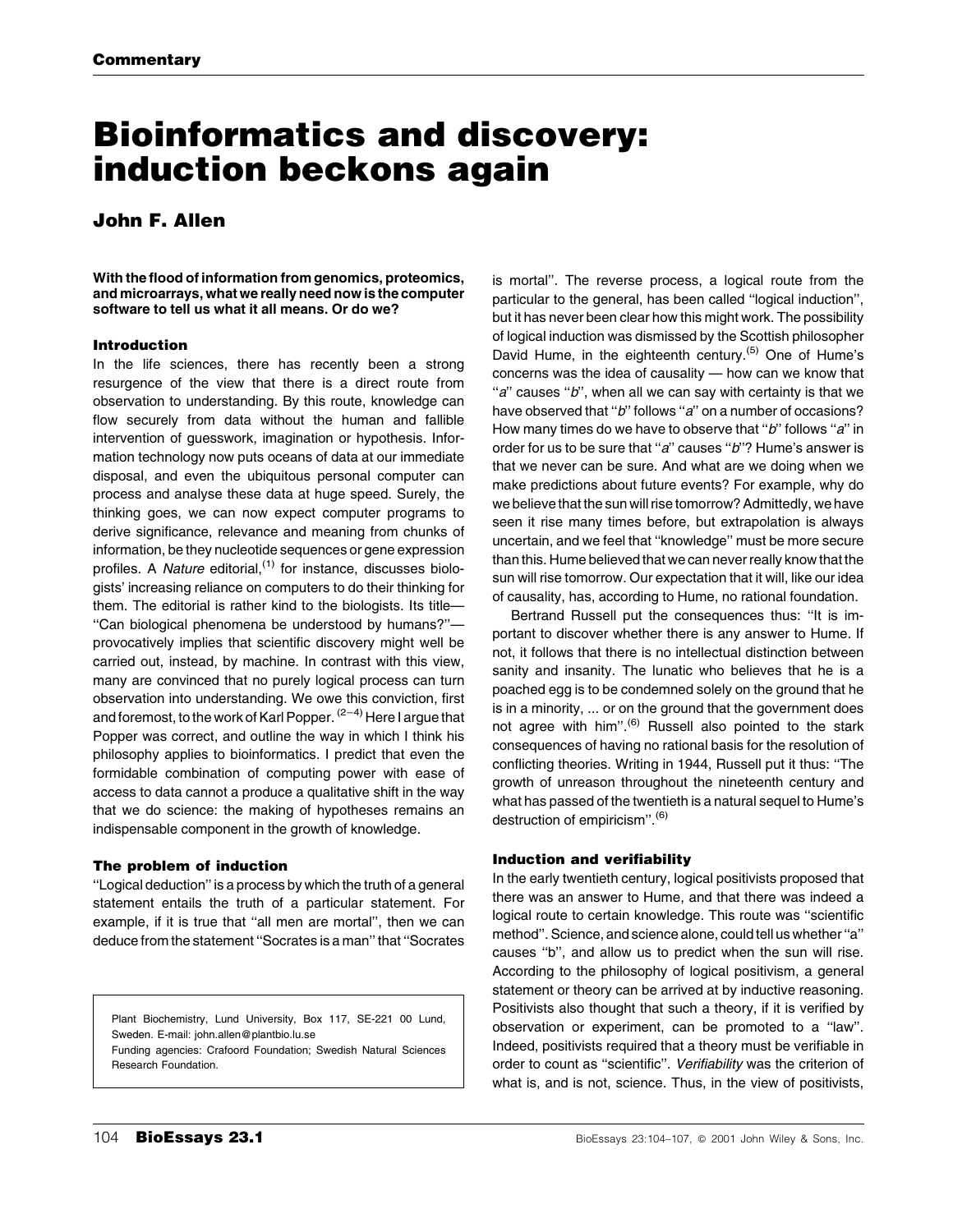Commentary

# Bioinformatics and discovery: induction beckons again

## John F. Allen

**With the flood of information from genomics, proteomics, and microarrays, what we really need now is the computer software to tell us what it all means. Or do we?**

### Introduction

In the life sciences, there has recently been a strong resurgence of the view that there is a direct route from observation to understanding. By this route, knowledge can flow securely from data without the human and fallible intervention of guesswork, imagination or hypothesis. Information technology now puts oceans of data at our immediate disposal, and even the ubiquitous personal computer can process and analyse these data at huge speed. Surely, the thinking goes, we can now expect computer programs to derive significance, relevance and meaning from chunks of information, be they nucleotide sequences or gene expression profiles. A *Nature* editorial,[1] for instance, discusses biologists' increasing reliance on computers to do their thinking for them. The editorial is rather kind to the biologists. Its title—"Can biological phenomena be understood by humans?"—provocatively implies that scientific discovery might well be carried out, instead, by machine. In contrast with this view, many are convinced that no purely logical process can turn observation into understanding. We owe this conviction, first and foremost, to the work of Karl Popper.[2–4] Here I argue that Popper was correct, and outline the way in which I think his philosophy applies to bioinformatics. I predict that even the formidable combination of computing power with ease of access to data cannot a produce a qualitative shift in the way that we do science: the making of hypotheses remains an indispensable component in the growth of knowledge.

### The problem of induction

"Logical deduction" is a process by which the truth of a general statement entails the truth of a particular statement. For example, if it is true that "all men are mortal", then we can deduce from the statement "Socrates is a man" that "Socrates is mortal". The reverse process, a logical route from the particular to the general, has been called "logical induction", but it has never been clear how this might work. The possibility of logical induction was dismissed by the Scottish philosopher David Hume, in the eighteenth century.[5] One of Hume's concerns was the idea of causality — how can we know that "*a*" causes "*b*", when all we can say with certainty is that we have observed that "*b*" follows "*a*" on a number of occasions? How many times do we have to observe that "*b*" follows "*a*" in order for us to be sure that "*a*" causes "*b*"? Hume's answer is that we never can be sure. And what are we doing when we make predictions about future events? For example, why do we believe that the sun will rise tomorrow? Admittedly, we have seen it rise many times before, but extrapolation is always uncertain, and we feel that "knowledge" must be more secure than this. Hume believed that we can never really know that the sun will rise tomorrow. Our expectation that it will, like our idea of causality, has, according to Hume, no rational foundation.

Bertrand Russell put the consequences thus: "It is important to discover whether there is any answer to Hume. If not, it follows that there is no intellectual distinction between sanity and insanity. The lunatic who believes that he is a poached egg is to be condemned solely on the ground that he is in a minority, ... or on the ground that the government does not agree with him".[6] Russell also pointed to the stark consequences of having no rational basis for the resolution of conflicting theories. Writing in 1944, Russell put it thus: "The growth of unreason throughout the nineteenth century and what has passed of the twentieth is a natural sequel to Hume's destruction of empiricism".[6]

### Induction and verifiability

In the early twentieth century, logical positivists proposed that there was an answer to Hume, and that there was indeed a logical route to certain knowledge. This route was "scientific method". Science, and science alone, could tell us whether "a" causes "b", and allow us to predict when the sun will rise. According to the philosophy of logical positivism, a general statement or theory can be arrived at by inductive reasoning. Positivists also thought that such a theory, if it is verified by observation or experiment, can be promoted to a "law". Indeed, positivists required that a theory must be verifiable in order to count as "scientific". *Verifiability* was the criterion of what is, and is not, science. Thus, in the view of positivists,

Plant Biochemistry, Lund University, Box 117, SE-221 00 Lund, Sweden. E-mail: john.allen@plantbio.lu.se
Funding agencies: Crafoord Foundation; Swedish Natural Sciences Research Foundation.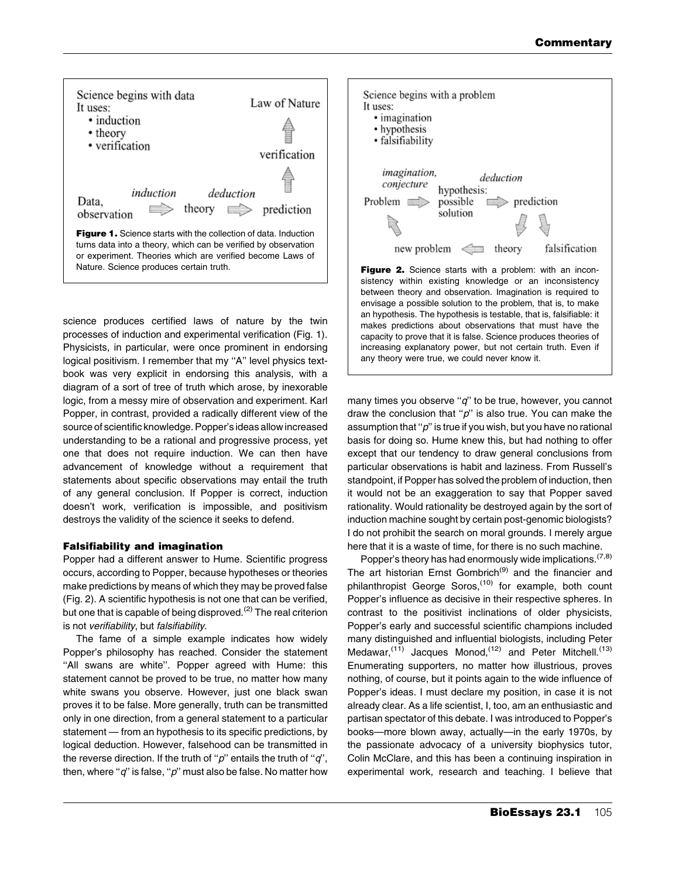Science begins with data
It uses:
- induction
- theory
- verification

Law of Nature

verification

Data, observation

induction

theory

deduction

prediction

**Figure 1.** Science starts with the collection of data. Induction turns data into a theory, which can be verified by observation or experiment. Theories which are verified become Laws of Nature. Science produces certain truth.

science produces certified laws of nature by the twin processes of induction and experimental verification (Fig. 1). Physicists, in particular, were once prominent in endorsing logical positivism. I remember that my "A" level physics textbook was very explicit in endorsing this analysis, with a diagram of a sort of tree of truth which arose, by inexorable logic, from a messy mire of observation and experiment. Karl Popper, in contrast, provided a radically different view of the source of scientific knowledge. Popper's ideas allow increased understanding to be a rational and progressive process, yet one that does not require induction. We can then have advancement of knowledge without a requirement that statements about specific observations may entail the truth of any general conclusion. If Popper is correct, induction doesn't work, verification is impossible, and positivism destroys the validity of the science it seeks to defend.

### Falsifiability and imagination

Popper had a different answer to Hume. Scientific progress occurs, according to Popper, because hypotheses or theories make predictions by means of which they may be proved false (Fig. 2). A scientific hypothesis is not one that can be verified, but one that is capable of being disproved.[2] The real criterion is not *verifiability*, but *falsifiability*.

The fame of a simple example indicates how widely Popper's philosophy has reached. Consider the statement "All swans are white". Popper agreed with Hume: this statement cannot be proved to be true, no matter how many white swans you observe. However, just one black swan proves it to be false. More generally, truth can be transmitted only in one direction, from a general statement to a particular statement — from an hypothesis to its specific predictions, by logical deduction. However, falsehood can be transmitted in the reverse direction. If the truth of "*p*" entails the truth of "*q*", then, where "*q*" is false, "*p*" must also be false. No matter how many times you observe "*q*" to be true, however, you cannot draw the conclusion that "*p*" is also true. You can make the assumption that "*p*" is true if you wish, but you have no rational basis for doing so. Hume knew this, but had nothing to offer except that our tendency to draw general conclusions from particular observations is habit and laziness. From Russell's standpoint, if Popper has solved the problem of induction, then it would not be an exaggeration to say that Popper saved rationality. Would rationality be destroyed again by the sort of induction machine sought by certain post-genomic biologists? I do not prohibit the search on moral grounds. I merely argue here that it is a waste of time, for there is no such machine.

Science begins with a problem
It uses:
- imagination
- hypothesis
- falsifiability

imagination, conjecture

Problem

hypothesis: possible solution

deduction

prediction

new problem

theory

falsification

**Figure 2.** Science starts with a problem: with an inconsistency within existing knowledge or an inconsistency between theory and observation. Imagination is required to envisage a possible solution to the problem, that is, to make an hypothesis. The hypothesis is testable, that is, falsifiable: it makes predictions about observations that must have the capacity to prove that it is false. Science produces theories of increasing explanatory power, but not certain truth. Even if any theory were true, we could never know it.

Popper's theory has had enormously wide implications.[7,8] The art historian Ernst Gombrich[9] and the financier and philanthropist George Soros,[10] for example, both count Popper's influence as decisive in their respective spheres. In contrast to the positivist inclinations of older physicists, Popper's early and successful scientific champions included many distinguished and influential biologists, including Peter Medawar,[11] Jacques Monod,[12] and Peter Mitchell.[13] Enumerating supporters, no matter how illustrious, proves nothing, of course, but it points again to the wide influence of Popper's ideas. I must declare my position, in case it is not already clear. As a life scientist, I, too, am an enthusiastic and partisan spectator of this debate. I was introduced to Popper's books—more blown away, actually—in the early 1970s, by the passionate advocacy of a university biophysics tutor, Colin McClare, and this has been a continuing inspiration in experimental work, research and teaching. I believe that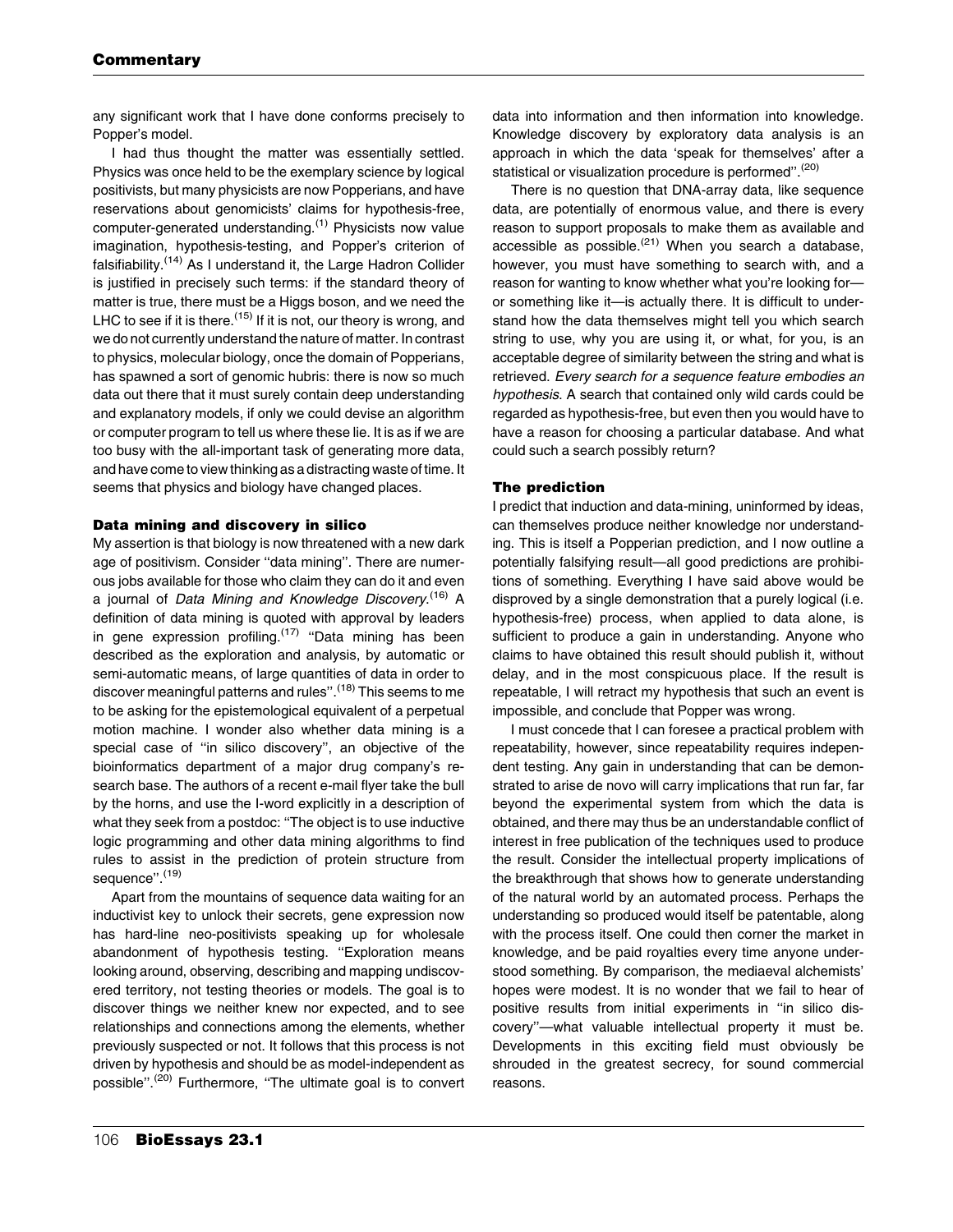any significant work that I have done conforms precisely to Popper's model.

I had thus thought the matter was essentially settled. Physics was once held to be the exemplary science by logical positivists, but many physicists are now Popperians, and have reservations about genomicists' claims for hypothesis-free, computer-generated understanding.[1] Physicists now value imagination, hypothesis-testing, and Popper's criterion of falsifiability.[14] As I understand it, the Large Hadron Collider is justified in precisely such terms: if the standard theory of matter is true, there must be a Higgs boson, and we need the LHC to see if it is there.[15] If it is not, our theory is wrong, and we do not currently understand the nature of matter. In contrast to physics, molecular biology, once the domain of Popperians, has spawned a sort of genomic hubris: there is now so much data out there that it must surely contain deep understanding and explanatory models, if only we could devise an algorithm or computer program to tell us where these lie. It is as if we are too busy with the all-important task of generating more data, and have come to view thinking as a distracting waste of time. It seems that physics and biology have changed places.

#### Data mining and discovery in silico

My assertion is that biology is now threatened with a new dark age of positivism. Consider "data mining". There are numerous jobs available for those who claim they can do it and even a journal of *Data Mining and Knowledge Discovery*.[16] A definition of data mining is quoted with approval by leaders in gene expression profiling.[17] "Data mining has been described as the exploration and analysis, by automatic or semi-automatic means, of large quantities of data in order to discover meaningful patterns and rules".[18] This seems to me to be asking for the epistemological equivalent of a perpetual motion machine. I wonder also whether data mining is a special case of "in silico discovery", an objective of the bioinformatics department of a major drug company's research base. The authors of a recent e-mail flyer take the bull by the horns, and use the I-word explicitly in a description of what they seek from a postdoc: "The object is to use inductive logic programming and other data mining algorithms to find rules to assist in the prediction of protein structure from sequence".[19]

Apart from the mountains of sequence data waiting for an inductivist key to unlock their secrets, gene expression now has hard-line neo-positivists speaking up for wholesale abandonment of hypothesis testing. "Exploration means looking around, observing, describing and mapping undiscovered territory, not testing theories or models. The goal is to discover things we neither knew nor expected, and to see relationships and connections among the elements, whether previously suspected or not. It follows that this process is not driven by hypothesis and should be as model-independent as possible".[20] Furthermore, "The ultimate goal is to convert data into information and then information into knowledge. Knowledge discovery by exploratory data analysis is an approach in which the data 'speak for themselves' after a statistical or visualization procedure is performed".[20]

There is no question that DNA-array data, like sequence data, are potentially of enormous value, and there is every reason to support proposals to make them as available and accessible as possible.[21] When you search a database, however, you must have something to search with, and a reason for wanting to know whether what you're looking for—or something like it—is actually there. It is difficult to understand how the data themselves might tell you which search string to use, why you are using it, or what, for you, is an acceptable degree of similarity between the string and what is retrieved. *Every search for a sequence feature embodies an hypothesis.* A search that contained only wild cards could be regarded as hypothesis-free, but even then you would have to have a reason for choosing a particular database. And what could such a search possibly return?

#### The prediction

I predict that induction and data-mining, uninformed by ideas, can themselves produce neither knowledge nor understanding. This is itself a Popperian prediction, and I now outline a potentially falsifying result—all good predictions are prohibitions of something. Everything I have said above would be disproved by a single demonstration that a purely logical (i.e. hypothesis-free) process, when applied to data alone, is sufficient to produce a gain in understanding. Anyone who claims to have obtained this result should publish it, without delay, and in the most conspicuous place. If the result is repeatable, I will retract my hypothesis that such an event is impossible, and conclude that Popper was wrong.

I must concede that I can foresee a practical problem with repeatability, however, since repeatability requires independent testing. Any gain in understanding that can be demonstrated to arise de novo will carry implications that run far, far beyond the experimental system from which the data is obtained, and there may thus be an understandable conflict of interest in free publication of the techniques used to produce the result. Consider the intellectual property implications of the breakthrough that shows how to generate understanding of the natural world by an automated process. Perhaps the understanding so produced would itself be patentable, along with the process itself. One could then corner the market in knowledge, and be paid royalties every time anyone understood something. By comparison, the mediaeval alchemists' hopes were modest. It is no wonder that we fail to hear of positive results from initial experiments in "in silico discovery"—what valuable intellectual property it must be. Developments in this exciting field must obviously be shrouded in the greatest secrecy, for sound commercial reasons.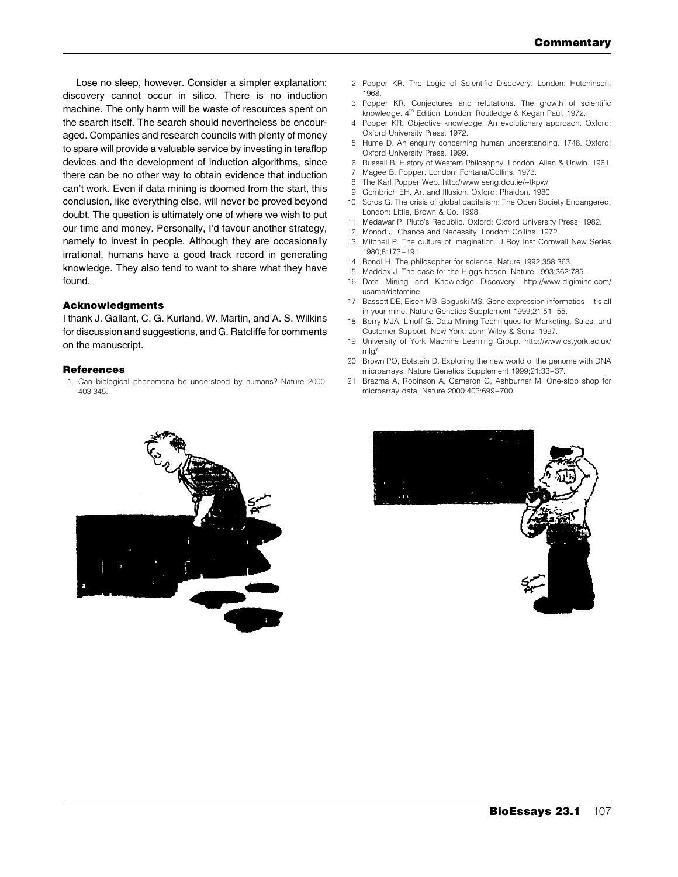Lose no sleep, however. Consider a simpler explanation: discovery cannot occur in silico. There is no induction machine. The only harm will be waste of resources spent on the search itself. The search should nevertheless be encouraged. Companies and research councils with plenty of money to spare will provide a valuable service by investing in teraflop devices and the development of induction algorithms, since there can be no other way to obtain evidence that induction can't work. Even if data mining is doomed from the start, this conclusion, like everything else, will never be proved beyond doubt. The question is ultimately one of where we wish to put our time and money. Personally, I'd favour another strategy, namely to invest in people. Although they are occasionally irrational, humans have a good track record in generating knowledge. They also tend to want to share what they have found.

### Acknowledgments

I thank J. Gallant, C. G. Kurland, W. Martin, and A. S. Wilkins for discussion and suggestions, and G. Ratcliffe for comments on the manuscript.

### References

1. Can biological phenomena be understood by humans? Nature 2000; 403:345.
2. Popper KR. The Logic of Scientific Discovery. London: Hutchinson. 1968.
3. Popper KR. Conjectures and refutations. The growth of scientific knowledge. 4th Edition. London: Routledge & Kegan Paul. 1972.
4. Popper KR. Objective knowledge. An evolutionary approach. Oxford: Oxford University Press. 1972.
5. Hume D. An enquiry concerning human understanding. 1748. Oxford: Oxford University Press. 1999.
6. Russell B. History of Western Philosophy. London: Allen & Unwin. 1961.
7. Magee B. Popper. London: Fontana/Collins. 1973.
8. The Karl Popper Web. http://www.eeng.dcu.ie/~tkpw/
9. Gombrich EH. Art and Illusion. Oxford: Phaidon. 1980.
10. Soros G. The crisis of global capitalism: The Open Society Endangered. London: Little, Brown & Co. 1998.
11. Medawar P. Pluto's Republic. Oxford: Oxford University Press. 1982.
12. Monod J. Chance and Necessity. London: Collins. 1972.
13. Mitchell P. The culture of imagination. J Roy Inst Cornwall New Series 1980;8:173–191.
14. Bondi H. The philosopher for science. Nature 1992;358:363.
15. Maddox J. The case for the Higgs boson. Nature 1993;362:785.
16. Data Mining and Knowledge Discovery. http://www.digimine.com/usama/datamine
17. Bassett DE, Eisen MB, Boguski MS. Gene expression informatics—it's all in your mine. Nature Genetics Supplement 1999;21:51–55.
18. Berry MJA, Linoff G. Data Mining Techniques for Marketing, Sales, and Customer Support. New York: John Wiley & Sons. 1997.
19. University of York Machine Learning Group. http://www.cs.york.ac.uk/mlg/
20. Brown PO, Botstein D. Exploring the new world of the genome with DNA microarrays. Nature Genetics Supplement 1999;21:33–37.
21. Brazma A, Robinson A, Cameron G, Ashburner M. One-stop shop for microarray data. Nature 2000;403:699–700.